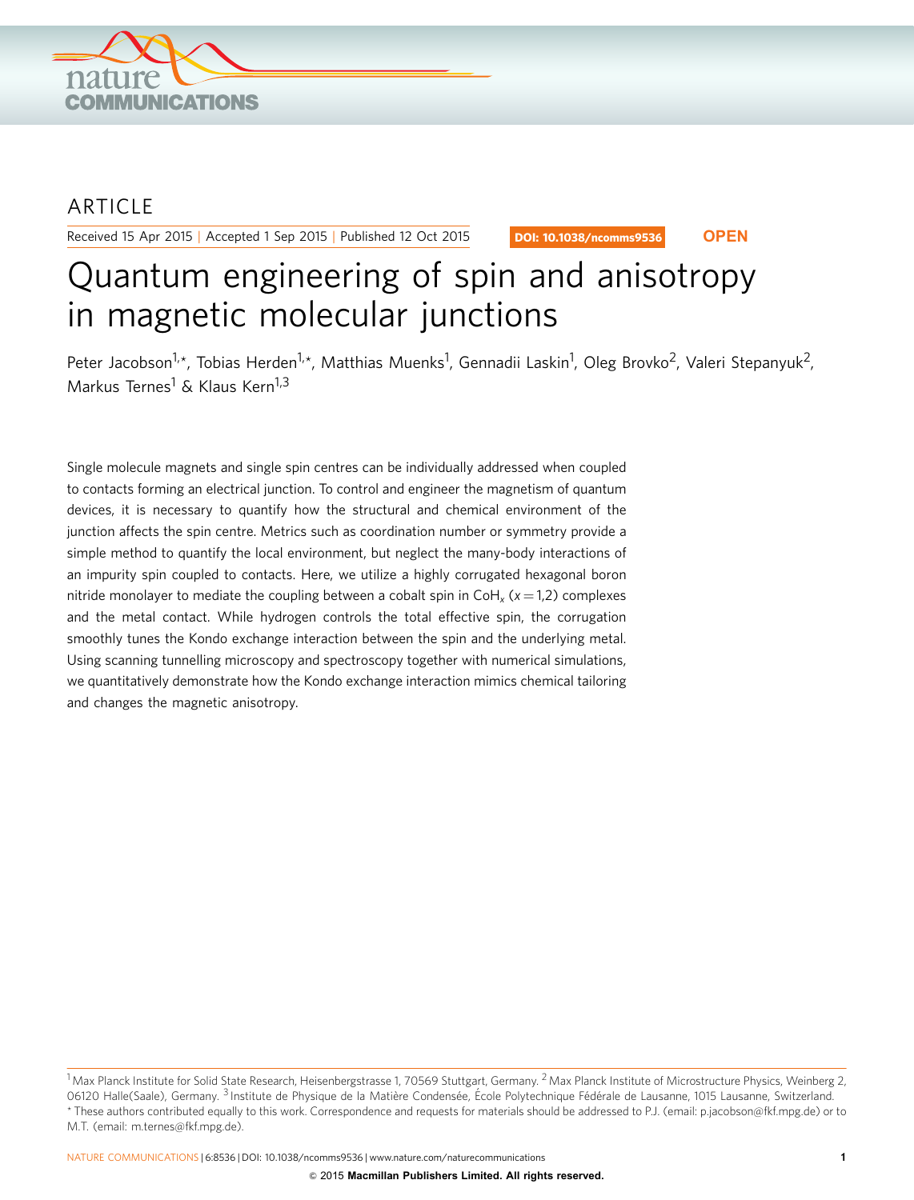ARTICLE

Received 15 Apr 2015 | Accepted 1 Sep 2015 | Published 12 Oct 2015

DOI: 10.1038/ncomms9536 **OPEN**

# Quantum engineering of spin and anisotropy in magnetic molecular junctions

Peter Jacobson[1,*], Tobias Herden[1,*], Matthias Muenks[1], Gennadii Laskin[1], Oleg Brovko[2], Valeri Stepanyuk[2], Markus Ternes[1] & Klaus Kern[1,3]

Single molecule magnets and single spin centres can be individually addressed when coupled to contacts forming an electrical junction. To control and engineer the magnetism of quantum devices, it is necessary to quantify how the structural and chemical environment of the junction affects the spin centre. Metrics such as coordination number or symmetry provide a simple method to quantify the local environment, but neglect the many-body interactions of an impurity spin coupled to contacts. Here, we utilize a highly corrugated hexagonal boron nitride monolayer to mediate the coupling between a cobalt spin in $CoH_x$ ($x = 1,2$) complexes and the metal contact. While hydrogen controls the total effective spin, the corrugation smoothly tunes the Kondo exchange interaction between the spin and the underlying metal. Using scanning tunnelling microscopy and spectroscopy together with numerical simulations, we quantitatively demonstrate how the Kondo exchange interaction mimics chemical tailoring and changes the magnetic anisotropy.

[1] Max Planck Institute for Solid State Research, Heisenbergstrasse 1, 70569 Stuttgart, Germany. [2] Max Planck Institute of Microstructure Physics, Weinberg 2, 06120 Halle(Saale), Germany. [3] Institute de Physique de la Matière Condensée, École Polytechnique Fédérale de Lausanne, 1015 Lausanne, Switzerland. * These authors contributed equally to this work. Correspondence and requests for materials should be addressed to P.J. (email: p.jacobson@fkf.mpg.de) or to M.T. (email: m.ternes@fkf.mpg.de).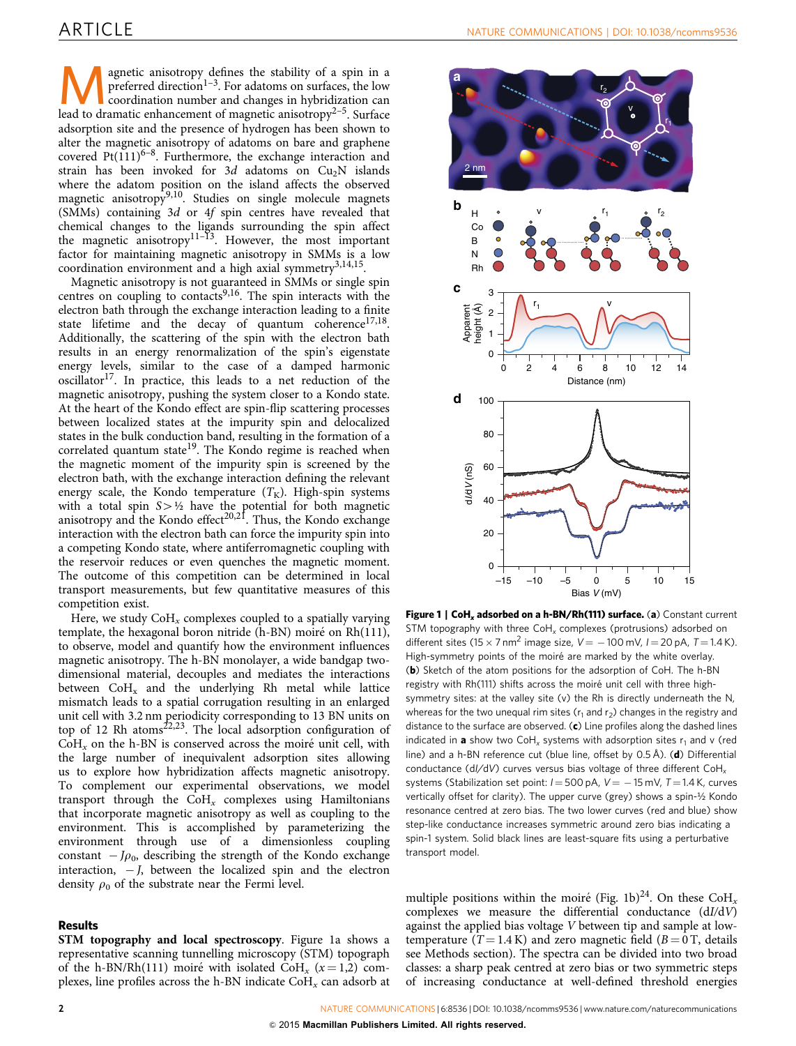Magnetic anisotropy defines the stability of a spin in a preferred direction[1–3]. For adatoms on surfaces, the low coordination number and changes in hybridization can lead to dramatic enhancement of magnetic anisotropy[2–5]. Surface adsorption site and the presence of hydrogen has been shown to alter the magnetic anisotropy of adatoms on bare and graphene covered Pt(111)[6–8]. Furthermore, the exchange interaction and strain has been invoked for 3*d* adatoms on $Cu_2N$ islands where the adatom position on the island affects the observed magnetic anisotropy[9,10]. Studies on single molecule magnets (SMMs) containing 3*d* or 4*f* spin centres have revealed that chemical changes to the ligands surrounding the spin affect the magnetic anisotropy[11–13]. However, the most important factor for maintaining magnetic anisotropy in SMMs is a low coordination environment and a high axial symmetry[3,14,15].

Magnetic anisotropy is not guaranteed in SMMs or single spin centres on coupling to contacts[9,16]. The spin interacts with the electron bath through the exchange interaction leading to a finite state lifetime and the decay of quantum coherence[17,18]. Additionally, the scattering of the spin with the electron bath results in an energy renormalization of the spin's eigenstate energy levels, similar to the case of a damped harmonic oscillator[17]. In practice, this leads to a net reduction of the magnetic anisotropy, pushing the system closer to a Kondo state. At the heart of the Kondo effect are spin-flip scattering processes between localized states at the impurity spin and delocalized states in the bulk conduction band, resulting in the formation of a correlated quantum state[19]. The Kondo regime is reached when the magnetic moment of the impurity spin is screened by the electron bath, with the exchange interaction defining the relevant energy scale, the Kondo temperature ($T_K$). High-spin systems with a total spin $S > ½$ have the potential for both magnetic anisotropy and the Kondo effect[20,21]. Thus, the Kondo exchange interaction with the electron bath can force the impurity spin into a competing Kondo state, where antiferromagnetic coupling with the reservoir reduces or even quenches the magnetic moment. The outcome of this competition can be determined in local transport measurements, but few quantitative measures of this competition exist.

Here, we study $CoH_x$ complexes coupled to a spatially varying template, the hexagonal boron nitride (h-BN) moiré on Rh(111), to observe, model and quantify how the environment influences magnetic anisotropy. The h-BN monolayer, a wide bandgap two-dimensional material, decouples and mediates the interactions between $CoH_x$ and the underlying Rh metal while lattice mismatch leads to a spatial corrugation resulting in an enlarged unit cell with 3.2 nm periodicity corresponding to 13 BN units on top of 12 Rh atoms[22,23]. The local adsorption configuration of $CoH_x$ on the h-BN is conserved across the moiré unit cell, with the large number of inequivalent adsorption sites allowing us to explore how hybridization affects magnetic anisotropy. To complement our experimental observations, we model transport through the $CoH_x$ complexes using Hamiltonians that incorporate magnetic anisotropy as well as coupling to the environment. This is accomplished by parameterizing the environment through use of a dimensionless coupling constant $-J\rho_0$, describing the strength of the Kondo exchange interaction, $-J$, between the localized spin and the electron density $\rho_0$ of the substrate near the Fermi level.

## Results

**STM topography and local spectroscopy.** Figure 1a shows a representative scanning tunnelling microscopy (STM) topograph of the h-BN/Rh(111) moiré with isolated $CoH_x$ ($x = 1,2$) complexes, line profiles across the h-BN indicate $CoH_x$ can adsorb at multiple positions within the moiré (Fig. 1b)[24]. On these $CoH_x$ complexes we measure the differential conductance (d*I*/d*V*) against the applied bias voltage *V* between tip and sample at low-temperature ($T = 1.4$ K) and zero magnetic field ($B = 0$ T, details see Methods section). The spectra can be divided into two broad classes: a sharp peak centred at zero bias or two symmetric steps of increasing conductance at well-defined threshold energies

**Figure 1 | $CoH_x$ adsorbed on a h-BN/Rh(111) surface.** (**a**) Constant current STM topography with three $CoH_x$ complexes (protrusions) adsorbed on different sites ($15 \times 7$ nm$^2$ image size, $V = -100$ mV, $I = 20$ pA, $T = 1.4$ K). High-symmetry points of the moiré are marked by the white overlay. (**b**) Sketch of the atom positions for the adsorption of CoH. The h-BN registry with Rh(111) shifts across the moiré unit cell with three high-symmetry sites: at the valley site (v) the Rh is directly underneath the N, whereas for the two unequal rim sites ($r_1$ and $r_2$) changes in the registry and distance to the surface are observed. (**c**) Line profiles along the dashed lines indicated in **a** show two $CoH_x$ systems with adsorption sites $r_1$ and v (red line) and a h-BN reference cut (blue line, offset by 0.5 Å). (**d**) Differential conductance (d*I*/d*V*) curves versus bias voltage of three different $CoH_x$ systems (Stabilization set point: $I = 500$ pA, $V = -15$ mV, $T = 1.4$ K, curves vertically offset for clarity). The upper curve (grey) shows a spin-½ Kondo resonance centred at zero bias. The two lower curves (red and blue) show step-like conductance increases symmetric around zero bias indicating a spin-1 system. Solid black lines are least-square fits using a perturbative transport model.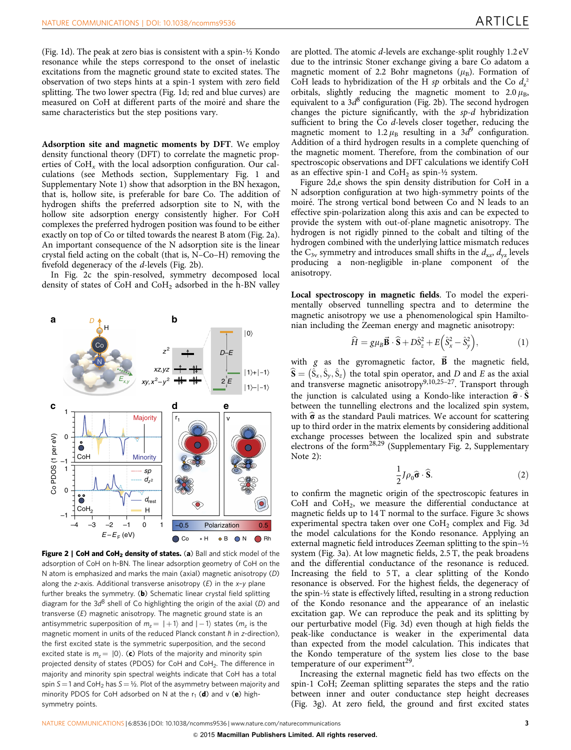(Fig. 1d). The peak at zero bias is consistent with a spin-½ Kondo resonance while the steps correspond to the onset of inelastic excitations from the magnetic ground state to excited states. The observation of two steps hints at a spin-1 system with zero field splitting. The two lower spectra (Fig. 1d; red and blue curves) are measured on CoH at different parts of the moiré and share the same characteristics but the step positions vary.

**Adsorption site and magnetic moments by DFT.** We employ density functional theory (DFT) to correlate the magnetic properties of $CoH_x$ with the local adsorption configuration. Our calculations (see Methods section, Supplementary Fig. 1 and Supplementary Note 1) show that adsorption in the BN hexagon, that is, hollow site, is preferable for bare Co. The addition of hydrogen shifts the preferred adsorption site to N, with the hollow site adsorption energy consistently higher. For CoH complexes the preferred hydrogen position was found to be either exactly on top of Co or tilted towards the nearest B atom (Fig. 2a). An important consequence of the N adsorption site is the linear crystal field acting on the cobalt (that is, N–Co–H) removing the fivefold degeneracy of the *d*-levels (Fig. 2b).

In Fig. 2c the spin-resolved, symmetry decomposed local density of states of CoH and $CoH_2$ adsorbed in the h-BN valley are plotted. The atomic *d*-levels are exchange-split roughly 1.2 eV due to the intrinsic Stoner exchange giving a bare Co adatom a magnetic moment of 2.2 Bohr magnetons ($\mu_B$). Formation of CoH leads to hybridization of the H *sp* orbitals and the Co $d_{z^2}$ orbitals, slightly reducing the magnetic moment to $2.0\,\mu_B$, equivalent to a $3d^8$ configuration (Fig. 2b). The second hydrogen changes the picture significantly, with the *sp-d* hybridization sufficient to bring the Co *d*-levels closer together, reducing the magnetic moment to $1.2\,\mu_B$ resulting in a $3d^9$ configuration. Addition of a third hydrogen results in a complete quenching of the magnetic moment. Therefore, from the combination of our spectroscopic observations and DFT calculations we identify CoH as an effective spin-1 and $CoH_2$ as spin-½ system.

Figure 2d,e shows the spin density distribution for CoH in a N adsorption configuration at two high-symmetry points of the moiré. The strong vertical bond between Co and N leads to an effective spin-polarization along this axis and can be expected to provide the system with out-of-plane magnetic anisotropy. The hydrogen is not rigidly pinned to the cobalt and tilting of the hydrogen combined with the underlying lattice mismatch reduces the $C_{3v}$ symmetry and introduces small shifts in the $d_{xz}$, $d_{yz}$ levels producing a non-negligible in-plane component of the anisotropy.

**Figure 2 | CoH and $CoH_2$ density of states.** (**a**) Ball and stick model of the adsorption of CoH on h-BN. The linear adsorption geometry of CoH on the N atom is emphasized and marks the main (axial) magnetic anisotropy (*D*) along the *z*-axis. Additional transverse anisotropy (*E*) in the *x*–*y* plane further breaks the symmetry. (**b**) Schematic linear crystal field splitting diagram for the $3d^8$ shell of Co highlighting the origin of the axial (*D*) and transverse (*E*) magnetic anisotropy. The magnetic ground state is an antisymmetric superposition of $m_z = |+1\rangle$ and $|-1\rangle$ states ($m_z$ is the magnetic moment in units of the reduced Planck constant $\hbar$ in *z*-direction), the first excited state is the symmetric superposition, and the second excited state is $m_z = |0\rangle$. (**c**) Plots of the majority and minority spin projected density of states (PDOS) for CoH and $CoH_2$. The difference in majority and minority spin spectral weights indicate that CoH has a total spin $S = 1$ and $CoH_2$ has $S = ½$. Plot of the asymmetry between majority and minority PDOS for CoH adsorbed on N at the $r_1$ (**d**) and v (**e**) high-symmetry points.

**Local spectroscopy in magnetic fields.** To model the experimentally observed tunnelling spectra and to determine the magnetic anisotropy we use a phenomenological spin Hamiltonian including the Zeeman energy and magnetic anisotropy:

$$\hat{H} = g\mu_B \vec{\mathbf{B}} \cdot \hat{\mathbf{S}} + D\hat{S}_z^2 + E\left(\hat{S}_x^2 - \hat{S}_y^2\right), \tag{1}$$

with $g$ as the gyromagnetic factor, $\vec{\mathbf{B}}$ the magnetic field, $\hat{\mathbf{S}} = \left(\hat{S}_x, \hat{S}_y, \hat{S}_z\right)$ the total spin operator, and $D$ and $E$ as the axial and transverse magnetic anisotropy[9,10,25–27]. Transport through the junction is calculated using a Kondo-like interaction $\hat{\boldsymbol{\sigma}} \cdot \hat{\mathbf{S}}$ between the tunnelling electrons and the localized spin system, with $\hat{\boldsymbol{\sigma}}$ as the standard Pauli matrices. We account for scattering up to third order in the matrix elements by considering additional exchange processes between the localized spin and substrate electrons of the form[28,29] (Supplementary Fig. 2, Supplementary Note 2):

$$\frac{1}{2} J\rho_0 \hat{\boldsymbol{\sigma}} \cdot \hat{\mathbf{S}}. \tag{2}$$

to confirm the magnetic origin of the spectroscopic features in CoH and $CoH_2$, we measure the differential conductance at magnetic fields up to 14 T normal to the surface. Figure 3c shows experimental spectra taken over one $CoH_2$ complex and Fig. 3d the model calculations for the Kondo resonance. Applying an external magnetic field introduces Zeeman splitting to the spin-½ system (Fig. 3a). At low magnetic fields, 2.5 T, the peak broadens and the differential conductance of the resonance is reduced. Increasing the field to 5 T, a clear splitting of the Kondo resonance is observed. For the highest fields, the degeneracy of the spin-½ state is effectively lifted, resulting in a strong reduction of the Kondo resonance and the appearance of an inelastic excitation gap. We can reproduce the peak and its splitting by our perturbative model (Fig. 3d) even though at high fields the peak-like conductance is weaker in the experimental data than expected from the model calculation. This indicates that the Kondo temperature of the system lies close to the base temperature of our experiment[29].

Increasing the external magnetic field has two effects on the spin-1 CoH; Zeeman splitting separates the steps and the ratio between inner and outer conductance step height decreases (Fig. 3g). At zero field, the ground and first excited states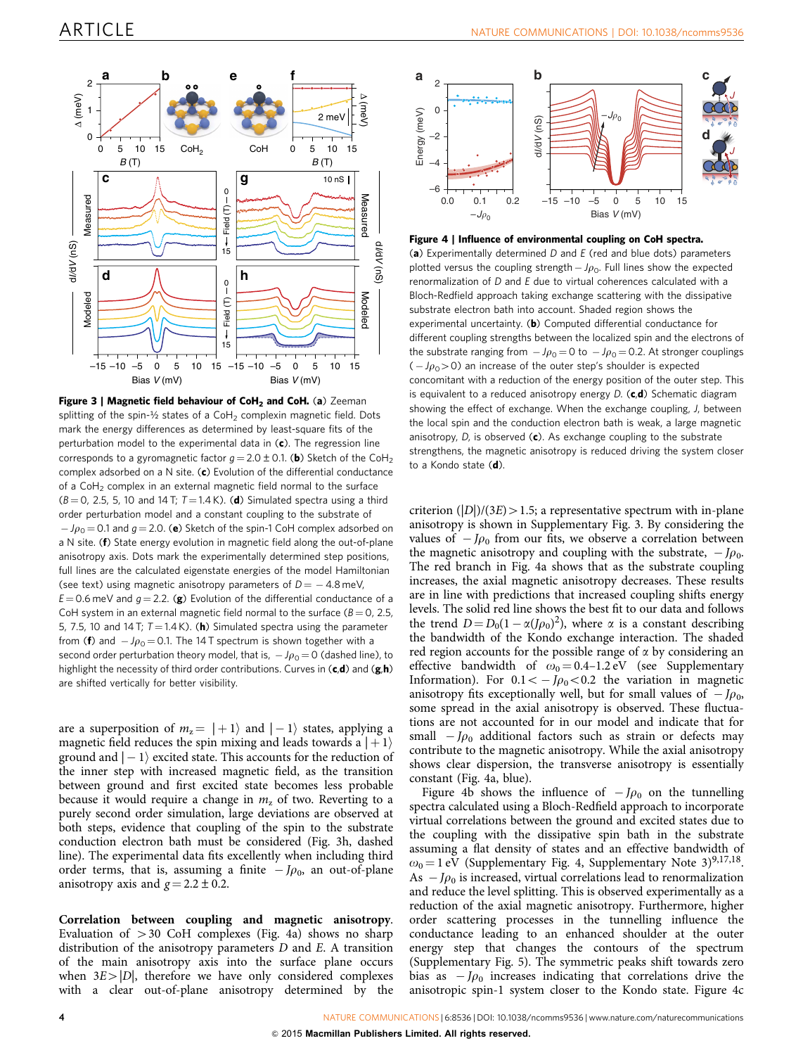**Figure 3 | Magnetic field behaviour of $CoH_2$ and CoH.** (**a**) Zeeman splitting of the spin-½ states of a $CoH_2$ complexin magnetic field. Dots mark the energy differences as determined by least-square fits of the perturbation model to the experimental data in (**c**). The regression line corresponds to a gyromagnetic factor $g = 2.0 \pm 0.1$. (**b**) Sketch of the $CoH_2$ complex adsorbed on a N site. (**c**) Evolution of the differential conductance of a $CoH_2$ complex in an external magnetic field normal to the surface ($B = 0$, 2.5, 5, 10 and 14 T; $T = 1.4$ K). (**d**) Simulated spectra using a third order perturbation model and a constant coupling to the substrate of $-J\rho_0 = 0.1$ and $g = 2.0$. (**e**) Sketch of the spin-1 CoH complex adsorbed on a N site. (**f**) State energy evolution in magnetic field along the out-of-plane anisotropy axis. Dots mark the experimentally determined step positions, full lines are the calculated eigenstate energies of the model Hamiltonian (see text) using magnetic anisotropy parameters of $D = -4.8$ meV, $E = 0.6$ meV and $g = 2.2$. (**g**) Evolution of the differential conductance of a CoH system in an external magnetic field normal to the surface ($B = 0$, 2.5, 5, 7.5, 10 and 14 T; $T = 1.4$ K). (**h**) Simulated spectra using the parameter from (**f**) and $-J\rho_0 = 0.1$. The 14 T spectrum is shown together with a second order perturbation theory model, that is, $-J\rho_0 = 0$ (dashed line), to highlight the necessity of third order contributions. Curves in (**c**,**d**) and (**g**,**h**) are shifted vertically for better visibility.

are a superposition of $m_z = |+1\rangle$ and $|-1\rangle$ states, applying a magnetic field reduces the spin mixing and leads towards a $|+1\rangle$ ground and $|-1\rangle$ excited state. This accounts for the reduction of the inner step with increased magnetic field, as the transition between ground and first excited state becomes less probable because it would require a change in $m_z$ of two. Reverting to a purely second order simulation, large deviations are observed at both steps, evidence that coupling of the spin to the substrate conduction electron bath must be considered (Fig. 3h, dashed line). The experimental data fits excellently when including third order terms, that is, assuming a finite $-J\rho_0$, an out-of-plane anisotropy axis and $g = 2.2 \pm 0.2$.

**Correlation between coupling and magnetic anisotropy.** Evaluation of >30 CoH complexes (Fig. 4a) shows no sharp distribution of the anisotropy parameters $D$ and $E$. A transition of the main anisotropy axis into the surface plane occurs when $3E > |D|$, therefore we have only considered complexes with a clear out-of-plane anisotropy determined by the criterion $(|D|)/(3E) > 1.5$; a representative spectrum with in-plane anisotropy is shown in Supplementary Fig. 3. By considering the values of $-J\rho_0$ from our fits, we observe a correlation between the magnetic anisotropy and coupling with the substrate, $-J\rho_0$. The red branch in Fig. 4a shows that as the substrate coupling increases, the axial magnetic anisotropy decreases. These results are in line with predictions that increased coupling shifts energy levels. The solid red line shows the best fit to our data and follows the trend $D = D_0(1 - \alpha(J\rho_0)^2)$, where $\alpha$ is a constant describing the bandwidth of the Kondo exchange interaction. The shaded red region accounts for the possible range of $\alpha$ by considering an effective bandwidth of $\omega_0 = 0.4$–$1.2$ eV (see Supplementary Information). For $0.1 < -J\rho_0 < 0.2$ the variation in magnetic anisotropy fits exceptionally well, but for small values of $-J\rho_0$, some spread in the axial anisotropy is observed. These fluctuations are not accounted for in our model and indicate that for small $-J\rho_0$ additional factors such as strain or defects may contribute to the magnetic anisotropy. While the axial anisotropy shows clear dispersion, the transverse anisotropy is essentially constant (Fig. 4a, blue).

Figure 4b shows the influence of $-J\rho_0$ on the tunnelling spectra calculated using a Bloch-Redfield approach to incorporate virtual correlations between the ground and excited states due to the coupling with the dissipative spin bath in the substrate assuming a flat density of states and an effective bandwidth of $\omega_0 = 1$ eV (Supplementary Fig. 4, Supplementary Note 3)[9,17,18]. As $-J\rho_0$ is increased, virtual correlations lead to renormalization and reduce the level splitting. This is observed experimentally as a reduction of the axial magnetic anisotropy. Furthermore, higher order scattering processes in the tunnelling influence the conductance leading to an enhanced shoulder at the outer energy step that changes the contours of the spectrum (Supplementary Fig. 5). The symmetric peaks shift towards zero bias as $-J\rho_0$ increases indicating that correlations drive the anisotropic spin-1 system closer to the Kondo state. Figure 4c

**Figure 4 | Influence of environmental coupling on CoH spectra.** (**a**) Experimentally determined $D$ and $E$ (red and blue dots) parameters plotted versus the coupling strength $-J\rho_0$. Full lines show the expected renormalization of $D$ and $E$ due to virtual coherences calculated with a Bloch-Redfield approach taking exchange scattering with the dissipative substrate electron bath into account. Shaded region shows the experimental uncertainty. (**b**) Computed differential conductance for different coupling strengths between the localized spin and the electrons of the substrate ranging from $-J\rho_0 = 0$ to $-J\rho_0 = 0.2$. At stronger couplings ($-J\rho_0 > 0$) an increase of the outer step's shoulder is expected concomitant with a reduction of the energy position of the outer step. This is equivalent to a reduced anisotropy energy $D$. (**c**,**d**) Schematic diagram showing the effect of exchange. When the exchange coupling, $J$, between the local spin and the conduction electron bath is weak, a large magnetic anisotropy, $D$, is observed (**c**). As exchange coupling to the substrate strengthens, the magnetic anisotropy is reduced driving the system closer to a Kondo state (**d**).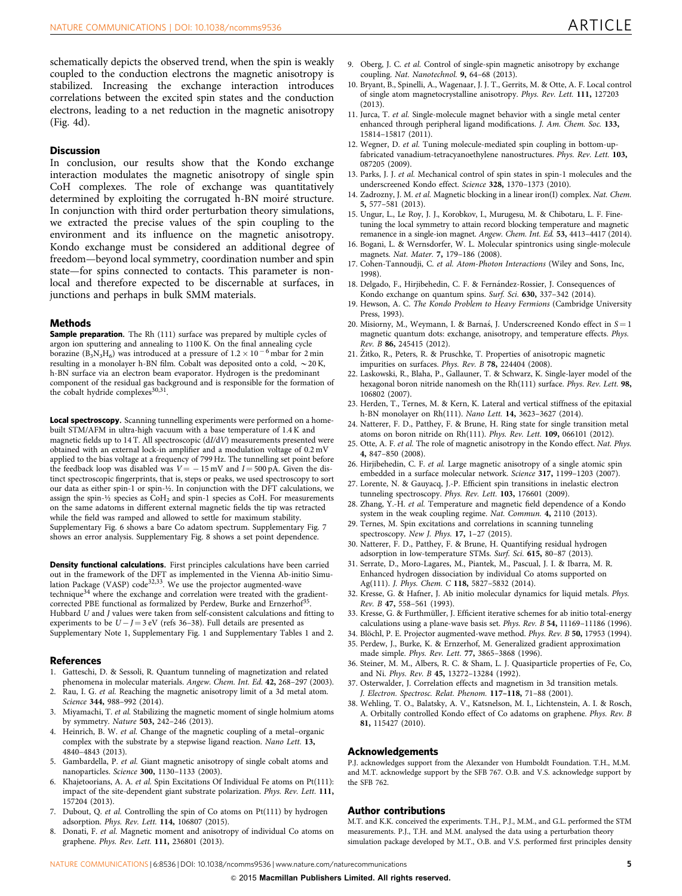schematically depicts the observed trend, when the spin is weakly coupled to the conduction electrons the magnetic anisotropy is stabilized. Increasing the exchange interaction introduces correlations between the excited spin states and the conduction electrons, leading to a net reduction in the magnetic anisotropy (Fig. 4d).

## Discussion

In conclusion, our results show that the Kondo exchange interaction modulates the magnetic anisotropy of single spin CoH complexes. The role of exchange was quantitatively determined by exploiting the corrugated h-BN moiré structure. In conjunction with third order perturbation theory simulations, we extracted the precise values of the spin coupling to the environment and its influence on the magnetic anisotropy. Kondo exchange must be considered an additional degree of freedom—beyond local symmetry, coordination number and spin state—for spins connected to contacts. This parameter is non-local and therefore expected to be discernable at surfaces, in junctions and perhaps in bulk SMM materials.

## Methods

**Sample preparation.** The Rh (111) surface was prepared by multiple cycles of argon ion sputtering and annealing to 1100 K. On the final annealing cycle borazine ($B_3N_3H_6$) was introduced at a pressure of $1.2 \times 10^{-6}$ mbar for 2 min resulting in a monolayer h-BN film. Cobalt was deposited onto a cold, ~20 K, h-BN surface via an electron beam evaporator. Hydrogen is the predominant component of the residual gas background and is responsible for the formation of the cobalt hydride complexes[30,31].

**Local spectroscopy.** Scanning tunnelling experiments were performed on a home-built STM/AFM in ultra-high vacuum with a base temperature of 1.4 K and magnetic fields up to 14 T. All spectroscopic (d$I$/d$V$) measurements presented were obtained with an external lock-in amplifier and a modulation voltage of 0.2 mV applied to the bias voltage at a frequency of 799 Hz. The tunnelling set point before the feedback loop was disabled was $V = -15$ mV and $I = 500$ pA. Given the distinct spectroscopic fingerprints, that is, steps or peaks, we used spectroscopy to sort our data as either spin-1 or spin-½. In conjunction with the DFT calculations, we assign the spin-½ species as $CoH_2$ and spin-1 species as CoH. For measurements on the same adatoms in different external magnetic fields the tip was retracted while the field was ramped and allowed to settle for maximum stability. Supplementary Fig. 6 shows a bare Co adatom spectrum. Supplementary Fig. 7 shows an error analysis. Supplementary Fig. 8 shows a set point dependence.

**Density functional calculations.** First principles calculations have been carried out in the framework of the DFT as implemented in the Vienna Ab-initio Simulation Package (VASP) code[32,33]. We use the projector augmented-wave technique[34] where the exchange and correlation were treated with the gradient-corrected PBE functional as formalized by Perdew, Burke and Ernzerhof[35]. Hubbard $U$ and $J$ values were taken from self-consistent calculations and fitting to experiments to be $U - J = 3$ eV (refs 36–38). Full details are presented as Supplementary Note 1, Supplementary Fig. 1 and Supplementary Tables 1 and 2.

## References

1. Gatteschi, D. & Sessoli, R. Quantum tunneling of magnetization and related phenomena in molecular materials. *Angew. Chem. Int. Ed.* **42,** 268–297 (2003).
2. Rau, I. G. *et al.* Reaching the magnetic anisotropy limit of a 3d metal atom. *Science* **344,** 988–992 (2014).
3. Miyamachi, T. *et al.* Stabilizing the magnetic moment of single holmium atoms by symmetry. *Nature* **503,** 242–246 (2013).
4. Heinrich, B. W. *et al.* Change of the magnetic coupling of a metal–organic complex with the substrate by a stepwise ligand reaction. *Nano Lett.* **13,** 4840–4843 (2013).
5. Gambardella, P. *et al.* Giant magnetic anisotropy of single cobalt atoms and nanoparticles. *Science* **300,** 1130–1133 (2003).
6. Khajetoorians, A. A. *et al.* Spin Excitations Of Individual Fe atoms on Pt(111): impact of the site-dependent giant substrate polarization. *Phys. Rev. Lett.* **111,** 157204 (2013).
7. Dubout, Q. *et al.* Controlling the spin of Co atoms on Pt(111) by hydrogen adsorption. *Phys. Rev. Lett.* **114,** 106807 (2015).
8. Donati, F. *et al.* Magnetic moment and anisotropy of individual Co atoms on graphene. *Phys. Rev. Lett.* **111,** 236801 (2013).
9. Oberg, J. C. *et al.* Control of single-spin magnetic anisotropy by exchange coupling. *Nat. Nanotechnol.* **9,** 64–68 (2013).
10. Bryant, B., Spinelli, A., Wagenaar, J. J. T., Gerrits, M. & Otte, A. F. Local control of single atom magnetocrystalline anisotropy. *Phys. Rev. Lett.* **111,** 127203 (2013).
11. Jurca, T. *et al.* Single-molecule magnet behavior with a single metal center enhanced through peripheral ligand modifications. *J. Am. Chem. Soc.* **133,** 15814–15817 (2011).
12. Wegner, D. *et al.* Tuning molecule-mediated spin coupling in bottom-up-fabricated vanadium-tetracyanoethylene nanostructures. *Phys. Rev. Lett.* **103,** 087205 (2009).
13. Parks, J. J. *et al.* Mechanical control of spin states in spin-1 molecules and the underscreened Kondo effect. *Science* **328,** 1370–1373 (2010).
14. Zadrozny, J. M. *et al.* Magnetic blocking in a linear iron(I) complex. *Nat. Chem.* **5,** 577–581 (2013).
15. Ungur, L., Le Roy, J. J., Korobkov, I., Murugesu, M. & Chibotaru, L. F. Fine-tuning the local symmetry to attain record blocking temperature and magnetic remanence in a single-ion magnet. *Angew. Chem. Int. Ed.* **53,** 4413–4417 (2014).
16. Bogani, L. & Wernsdorfer, W. L. Molecular spintronics using single-molecule magnets. *Nat. Mater.* **7,** 179–186 (2008).
17. Cohen-Tannoudji, C. *et al. Atom-Photon Interactions* (Wiley and Sons, Inc, 1998).
18. Delgado, F., Hirjibehedin, C. F. & Fernández-Rossier, J. Consequences of Kondo exchange on quantum spins. *Surf. Sci.* **630,** 337–342 (2014).
19. Hewson, A. C. *The Kondo Problem to Heavy Fermions* (Cambridge University Press, 1993).
20. Misiorny, M., Weymann, I. & Barnaś, J. Underscreened Kondo effect in $S = 1$ magnetic quantum dots: exchange, anisotropy, and temperature effects. *Phys. Rev. B* **86,** 245415 (2012).
21. Žitko, R., Peters, R. & Pruschke, T. Properties of anisotropic magnetic impurities on surfaces. *Phys. Rev. B* **78,** 224404 (2008).
22. Laskowski, R., Blaha, P., Gallauner, T. & Schwarz, K. Single-layer model of the hexagonal boron nitride nanomesh on the Rh(111) surface. *Phys. Rev. Lett.* **98,** 106802 (2007).
23. Herden, T., Ternes, M. & Kern, K. Lateral and vertical stiffness of the epitaxial h-BN monolayer on Rh(111). *Nano Lett.* **14,** 3623–3627 (2014).
24. Natterer, F. D., Patthey, F. & Brune, H. Ring state for single transition metal atoms on boron nitride on Rh(111). *Phys. Rev. Lett.* **109,** 066101 (2012).
25. Otte, A. F. *et al.* The role of magnetic anisotropy in the Kondo effect. *Nat. Phys.* **4,** 847–850 (2008).
26. Hirjibehedin, C. F. *et al.* Large magnetic anisotropy of a single atomic spin embedded in a surface molecular network. *Science* **317,** 1199–1203 (2007).
27. Lorente, N. & Gauyacq, J.-P. Efficient spin transitions in inelastic electron tunneling spectroscopy. *Phys. Rev. Lett.* **103,** 176601 (2009).
28. Zhang, Y.-H. *et al.* Temperature and magnetic field dependence of a Kondo system in the weak coupling regime. *Nat. Commun.* **4,** 2110 (2013).
29. Ternes, M. Spin excitations and correlations in scanning tunneling spectroscopy. *New J. Phys.* **17,** 1–27 (2015).
30. Natterer, F. D., Patthey, F. & Brune, H. Quantifying residual hydrogen adsorption in low-temperature STMs. *Surf. Sci.* **615,** 80–87 (2013).
31. Serrate, D., Moro-Lagares, M., Piantek, M., Pascual, J. I. & Ibarra, M. R. Enhanced hydrogen dissociation by individual Co atoms supported on Ag(111). *J. Phys. Chem. C* **118,** 5827–5832 (2014).
32. Kresse, G. & Hafner, J. Ab initio molecular dynamics for liquid metals. *Phys. Rev. B* **47,** 558–561 (1993).
33. Kresse, G. & Furthmüller, J. Efficient iterative schemes for ab initio total-energy calculations using a plane-wave basis set. *Phys. Rev. B* **54,** 11169–11186 (1996).
34. Blöchl, P. E. Projector augmented-wave method. *Phys. Rev. B* **50,** 17953 (1994).
35. Perdew, J., Burke, K. & Ernzerhof, M. Generalized gradient approximation made simple. *Phys. Rev. Lett.* **77,** 3865–3868 (1996).
36. Steiner, M. M., Albers, R. C. & Sham, L. J. Quasiparticle properties of Fe, Co, and Ni. *Phys. Rev. B* **45,** 13272–13284 (1992).
37. Osterwalder, J. Correlation effects and magnetism in 3d transition metals. *J. Electron. Spectrosc. Relat. Phenom.* **117–118,** 71–88 (2001).
38. Wehling, T. O., Balatsky, A. V., Katsnelson, M. I., Lichtenstein, A. I. & Rosch, A. Orbitally controlled Kondo effect of Co adatoms on graphene. *Phys. Rev. B* **81,** 115427 (2010).

## Acknowledgements

P.J. acknowledges support from the Alexander von Humboldt Foundation. T.H., M.M. and M.T. acknowledge support by the SFB 767. O.B. and V.S. acknowledge support by the SFB 762.

## Author contributions

M.T. and K.K. conceived the experiments. T.H., P.J., M.M., and G.L. performed the STM measurements. P.J., T.H. and M.M. analysed the data using a perturbation theory simulation package developed by M.T., O.B. and V.S. performed first principles density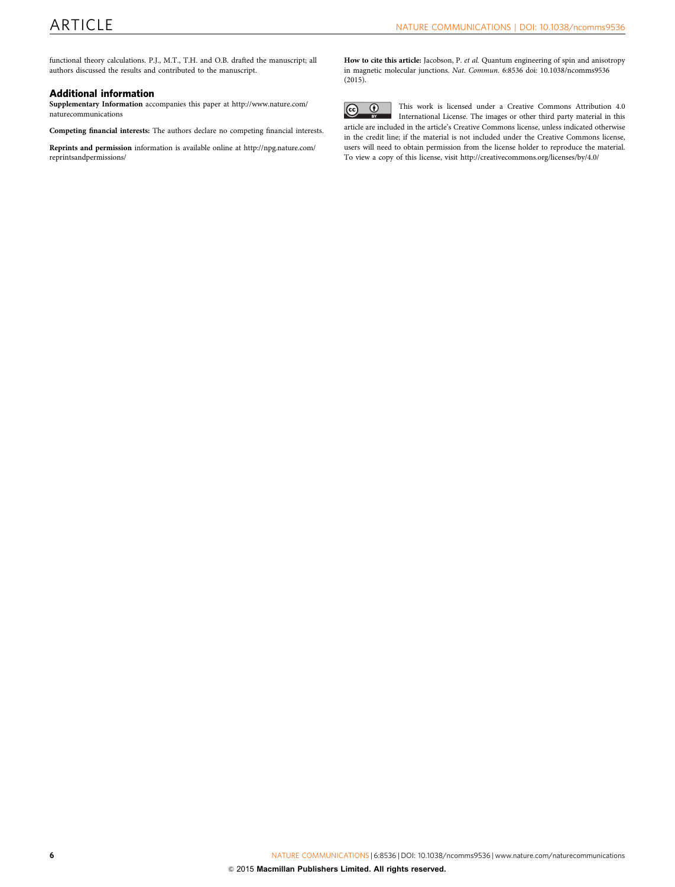functional theory calculations. P.J., M.T., T.H. and O.B. drafted the manuscript; all authors discussed the results and contributed to the manuscript.

## Additional information

**Supplementary Information** accompanies this paper at http://www.nature.com/naturecommunications

**Competing financial interests:** The authors declare no competing financial interests.

**Reprints and permission** information is available online at http://npg.nature.com/reprintsandpermissions/

**How to cite this article:** Jacobson, P. *et al.* Quantum engineering of spin and anisotropy in magnetic molecular junctions. *Nat. Commun.* 6:8536 doi: 10.1038/ncomms9536 (2015).

This work is licensed under a Creative Commons Attribution 4.0 International License. The images or other third party material in this article are included in the article's Creative Commons license, unless indicated otherwise in the credit line; if the material is not included under the Creative Commons license, users will need to obtain permission from the license holder to reproduce the material. To view a copy of this license, visit http://creativecommons.org/licenses/by/4.0/

© 2015 Macmillan Publishers Limited. All rights reserved.